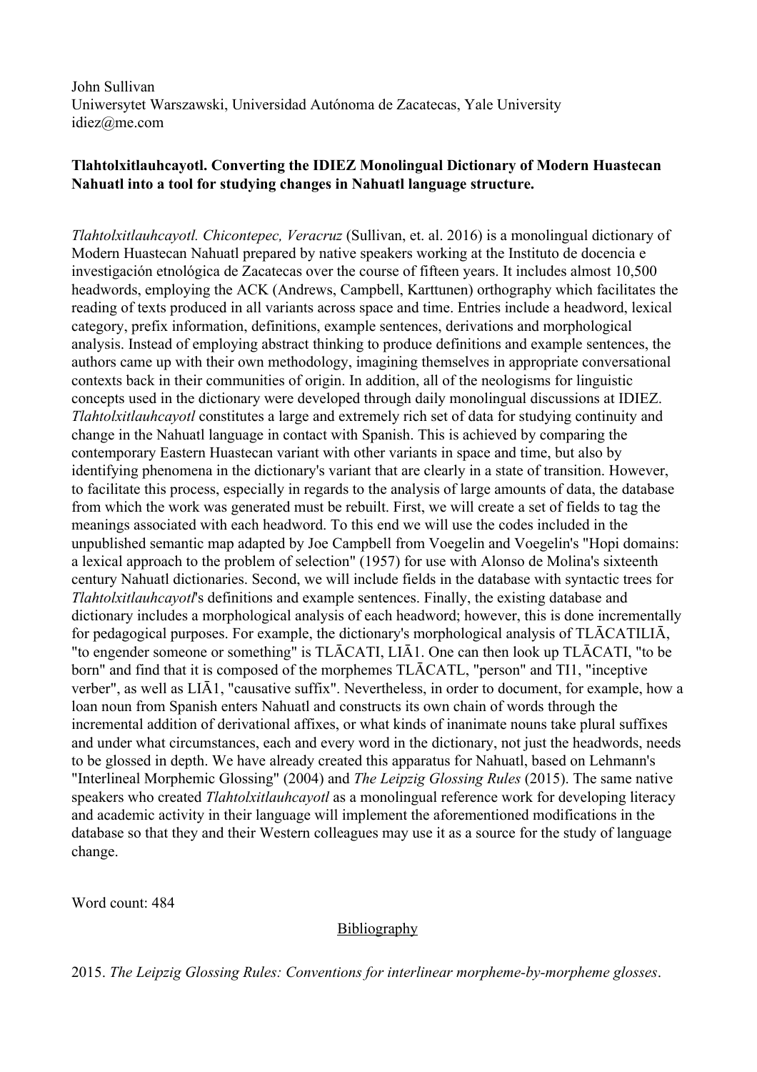John Sullivan
Uniwersytet Warszawski, Universidad Autónoma de Zacatecas, Yale University
idiez@me.com

**Tlahtolxitlauhcayotl. Converting the IDIEZ Monolingual Dictionary of Modern Huastecan Nahuatl into a tool for studying changes in Nahuatl language structure.**

*Tlahtolxitlauhcayotl. Chicontepec, Veracruz* (Sullivan, et. al. 2016) is a monolingual dictionary of Modern Huastecan Nahuatl prepared by native speakers working at the Instituto de docencia e investigación etnológica de Zacatecas over the course of fifteen years. It includes almost 10,500 headwords, employing the ACK (Andrews, Campbell, Karttunen) orthography which facilitates the reading of texts produced in all variants across space and time. Entries include a headword, lexical category, prefix information, definitions, example sentences, derivations and morphological analysis. Instead of employing abstract thinking to produce definitions and example sentences, the authors came up with their own methodology, imagining themselves in appropriate conversational contexts back in their communities of origin. In addition, all of the neologisms for linguistic concepts used in the dictionary were developed through daily monolingual discussions at IDIEZ. *Tlahtolxitlauhcayotl* constitutes a large and extremely rich set of data for studying continuity and change in the Nahuatl language in contact with Spanish. This is achieved by comparing the contemporary Eastern Huastecan variant with other variants in space and time, but also by identifying phenomena in the dictionary's variant that are clearly in a state of transition. However, to facilitate this process, especially in regards to the analysis of large amounts of data, the database from which the work was generated must be rebuilt. First, we will create a set of fields to tag the meanings associated with each headword. To this end we will use the codes included in the unpublished semantic map adapted by Joe Campbell from Voegelin and Voegelin's "Hopi domains: a lexical approach to the problem of selection" (1957) for use with Alonso de Molina's sixteenth century Nahuatl dictionaries. Second, we will include fields in the database with syntactic trees for *Tlahtolxitlauhcayotl*'s definitions and example sentences. Finally, the existing database and dictionary includes a morphological analysis of each headword; however, this is done incrementally for pedagogical purposes. For example, the dictionary's morphological analysis of TLĀCATILIĀ, "to engender someone or something" is TLĀCATI, LIĀ1. One can then look up TLĀCATI, "to be born" and find that it is composed of the morphemes TLĀCATL, "person" and TI1, "inceptive verber", as well as LIĀ1, "causative suffix". Nevertheless, in order to document, for example, how a loan noun from Spanish enters Nahuatl and constructs its own chain of words through the incremental addition of derivational affixes, or what kinds of inanimate nouns take plural suffixes and under what circumstances, each and every word in the dictionary, not just the headwords, needs to be glossed in depth. We have already created this apparatus for Nahuatl, based on Lehmann's "Interlineal Morphemic Glossing" (2004) and *The Leipzig Glossing Rules* (2015). The same native speakers who created *Tlahtolxitlauhcayotl* as a monolingual reference work for developing literacy and academic activity in their language will implement the aforementioned modifications in the database so that they and their Western colleagues may use it as a source for the study of language change.

Word count: 484

## Bibliography

2015. *The Leipzig Glossing Rules: Conventions for interlinear morpheme-by-morpheme glosses*.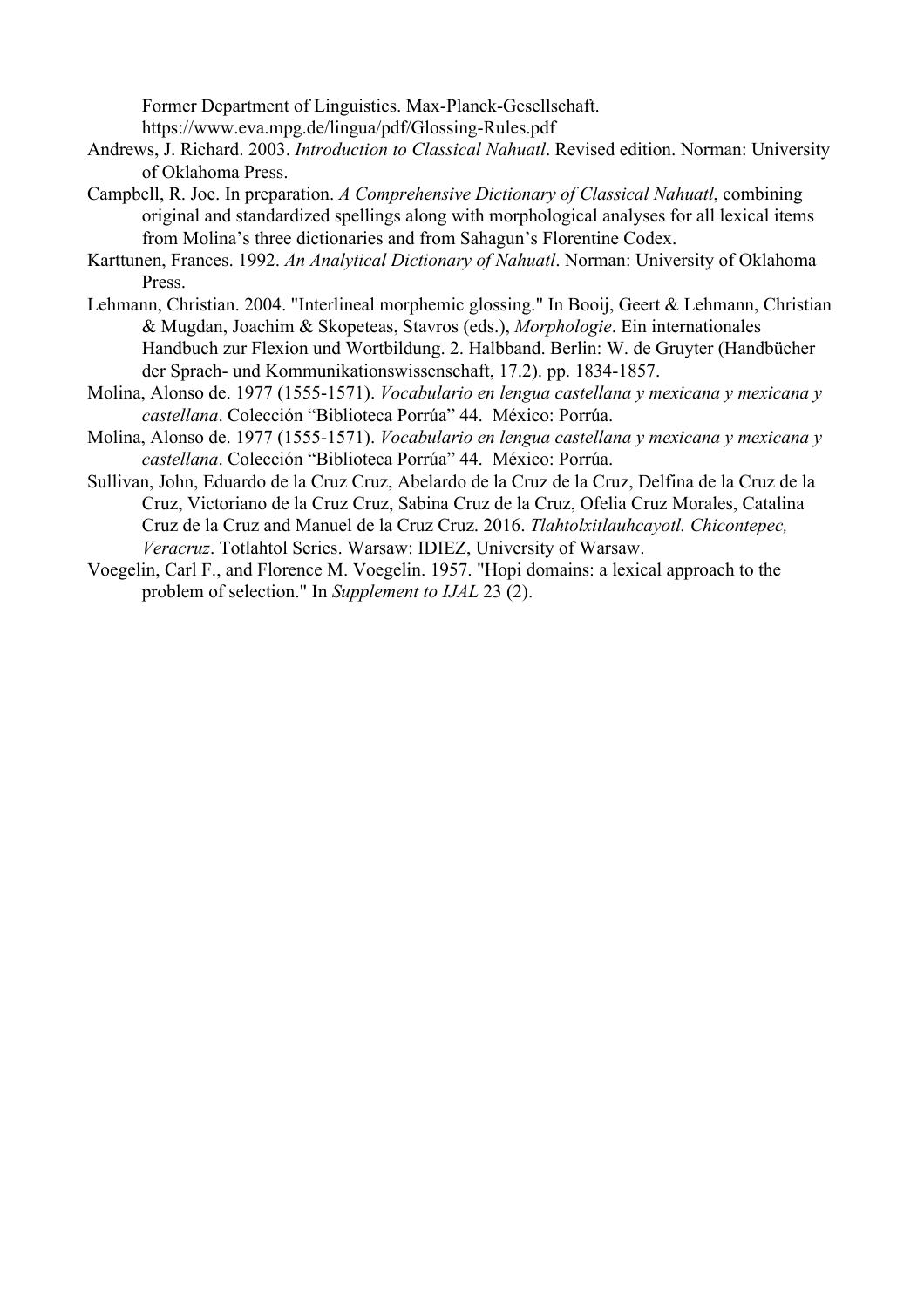Former Department of Linguistics. Max-Planck-Gesellschaft. https://www.eva.mpg.de/lingua/pdf/Glossing-Rules.pdf

Andrews, J. Richard. 2003. *Introduction to Classical Nahuatl*. Revised edition. Norman: University of Oklahoma Press.

Campbell, R. Joe. In preparation. *A Comprehensive Dictionary of Classical Nahuatl*, combining original and standardized spellings along with morphological analyses for all lexical items from Molina's three dictionaries and from Sahagun's Florentine Codex.

Karttunen, Frances. 1992. *An Analytical Dictionary of Nahuatl*. Norman: University of Oklahoma Press.

Lehmann, Christian. 2004. "Interlineal morphemic glossing." In Booij, Geert & Lehmann, Christian & Mugdan, Joachim & Skopeteas, Stavros (eds.), *Morphologie*. Ein internationales Handbuch zur Flexion und Wortbildung. 2. Halbband. Berlin: W. de Gruyter (Handbücher der Sprach- und Kommunikationswissenschaft, 17.2). pp. 1834-1857.

Molina, Alonso de. 1977 (1555-1571). *Vocabulario en lengua castellana y mexicana y mexicana y castellana*. Colección "Biblioteca Porrúa" 44. México: Porrúa.

Molina, Alonso de. 1977 (1555-1571). *Vocabulario en lengua castellana y mexicana y mexicana y castellana*. Colección "Biblioteca Porrúa" 44. México: Porrúa.

Sullivan, John, Eduardo de la Cruz Cruz, Abelardo de la Cruz de la Cruz, Delfina de la Cruz de la Cruz, Victoriano de la Cruz Cruz, Sabina Cruz de la Cruz, Ofelia Cruz Morales, Catalina Cruz de la Cruz and Manuel de la Cruz Cruz. 2016. *Tlahtolxitlauhcayotl. Chicontepec, Veracruz*. Totlahtol Series. Warsaw: IDIEZ, University of Warsaw.

Voegelin, Carl F., and Florence M. Voegelin. 1957. "Hopi domains: a lexical approach to the problem of selection." In *Supplement to IJAL* 23 (2).